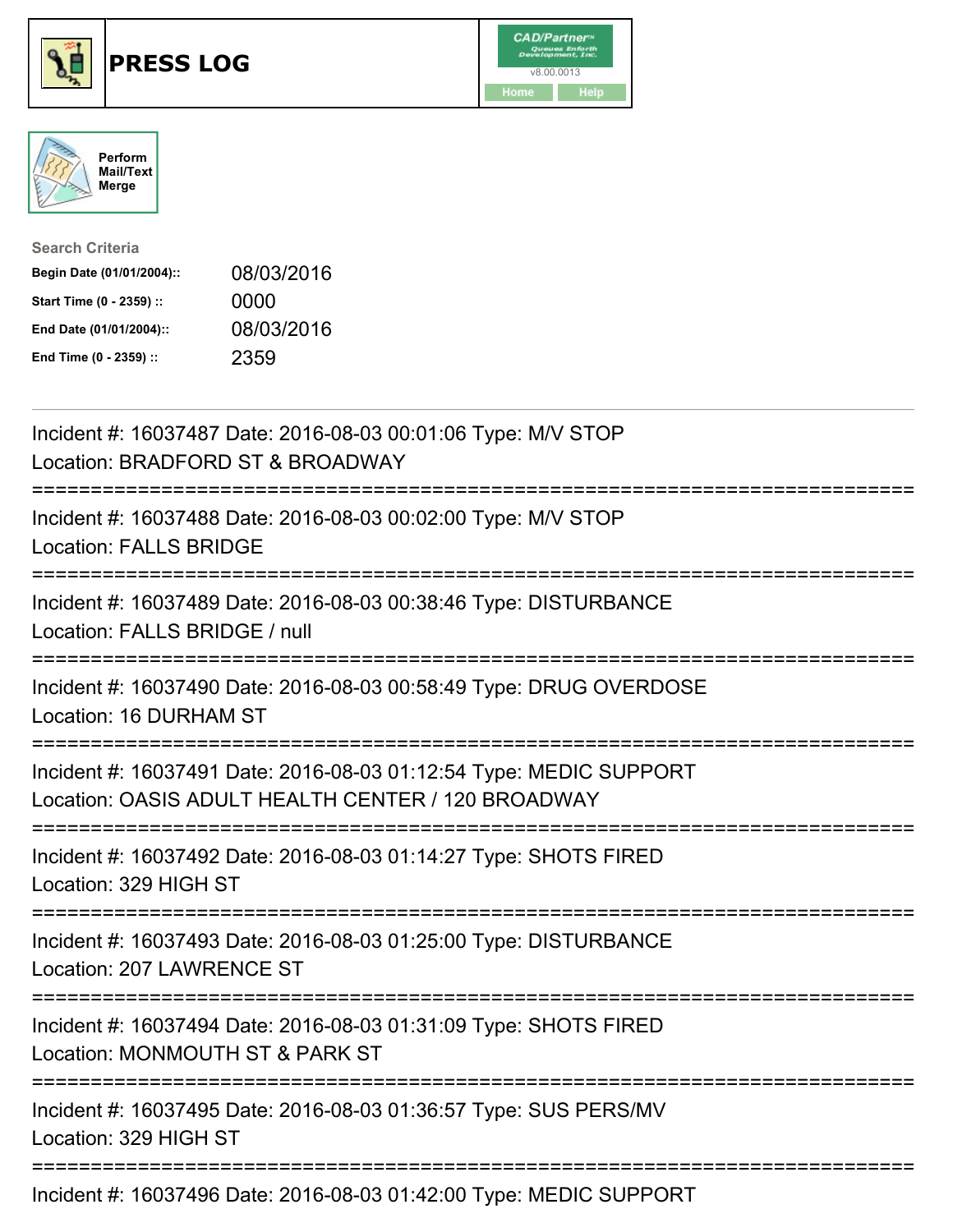# PRESS LOG

CAD/Partner
v8.00.0013
Home Help

Perform Mail/Text Merge

**Search Criteria**

| | |
|---|---|
| **Begin Date (01/01/2004)::** | 08/03/2016 |
| **Start Time (0 - 2359) ::** | 0000 |
| **End Date (01/01/2004)::** | 08/03/2016 |
| **End Time (0 - 2359) ::** | 2359 |

---

Incident #: 16037487 Date: 2016-08-03 00:01:06 Type: M/V STOP
Location: BRADFORD ST & BROADWAY

===========================================================================

Incident #: 16037488 Date: 2016-08-03 00:02:00 Type: M/V STOP
Location: FALLS BRIDGE

===========================================================================

Incident #: 16037489 Date: 2016-08-03 00:38:46 Type: DISTURBANCE
Location: FALLS BRIDGE / null

===========================================================================

Incident #: 16037490 Date: 2016-08-03 00:58:49 Type: DRUG OVERDOSE
Location: 16 DURHAM ST

===========================================================================

Incident #: 16037491 Date: 2016-08-03 01:12:54 Type: MEDIC SUPPORT
Location: OASIS ADULT HEALTH CENTER / 120 BROADWAY

===========================================================================

Incident #: 16037492 Date: 2016-08-03 01:14:27 Type: SHOTS FIRED
Location: 329 HIGH ST

===========================================================================

Incident #: 16037493 Date: 2016-08-03 01:25:00 Type: DISTURBANCE
Location: 207 LAWRENCE ST

===========================================================================

Incident #: 16037494 Date: 2016-08-03 01:31:09 Type: SHOTS FIRED
Location: MONMOUTH ST & PARK ST

===========================================================================

Incident #: 16037495 Date: 2016-08-03 01:36:57 Type: SUS PERS/MV
Location: 329 HIGH ST

===========================================================================

Incident #: 16037496 Date: 2016-08-03 01:42:00 Type: MEDIC SUPPORT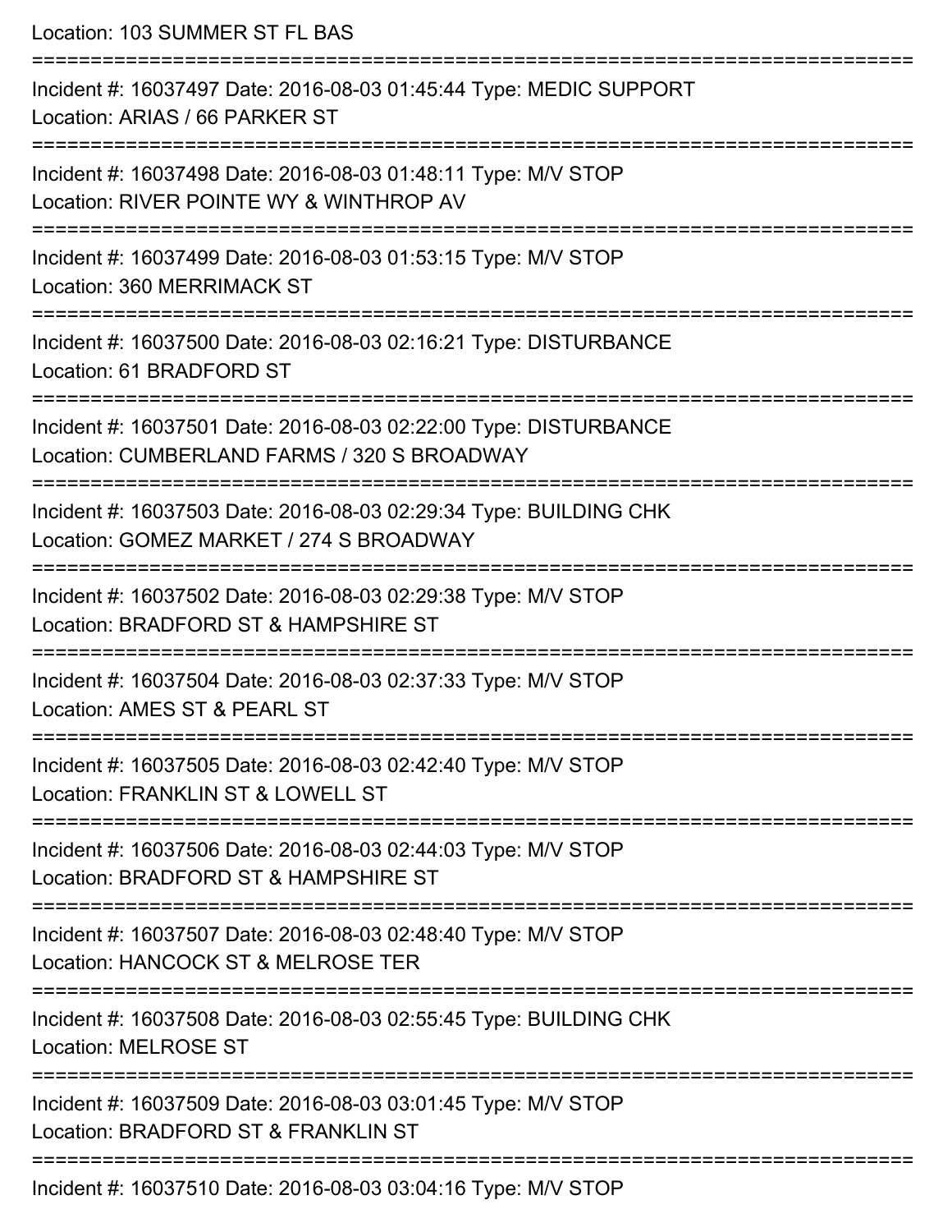Location: 103 SUMMER ST FL BAS

===========================================================================

Incident #: 16037497 Date: 2016-08-03 01:45:44 Type: MEDIC SUPPORT
Location: ARIAS / 66 PARKER ST

===========================================================================

Incident #: 16037498 Date: 2016-08-03 01:48:11 Type: M/V STOP
Location: RIVER POINTE WY & WINTHROP AV

===========================================================================

Incident #: 16037499 Date: 2016-08-03 01:53:15 Type: M/V STOP
Location: 360 MERRIMACK ST

===========================================================================

Incident #: 16037500 Date: 2016-08-03 02:16:21 Type: DISTURBANCE
Location: 61 BRADFORD ST

===========================================================================

Incident #: 16037501 Date: 2016-08-03 02:22:00 Type: DISTURBANCE
Location: CUMBERLAND FARMS / 320 S BROADWAY

===========================================================================

Incident #: 16037503 Date: 2016-08-03 02:29:34 Type: BUILDING CHK
Location: GOMEZ MARKET / 274 S BROADWAY

===========================================================================

Incident #: 16037502 Date: 2016-08-03 02:29:38 Type: M/V STOP
Location: BRADFORD ST & HAMPSHIRE ST

===========================================================================

Incident #: 16037504 Date: 2016-08-03 02:37:33 Type: M/V STOP
Location: AMES ST & PEARL ST

===========================================================================

Incident #: 16037505 Date: 2016-08-03 02:42:40 Type: M/V STOP
Location: FRANKLIN ST & LOWELL ST

===========================================================================

Incident #: 16037506 Date: 2016-08-03 02:44:03 Type: M/V STOP
Location: BRADFORD ST & HAMPSHIRE ST

===========================================================================

Incident #: 16037507 Date: 2016-08-03 02:48:40 Type: M/V STOP
Location: HANCOCK ST & MELROSE TER

===========================================================================

Incident #: 16037508 Date: 2016-08-03 02:55:45 Type: BUILDING CHK
Location: MELROSE ST

===========================================================================

Incident #: 16037509 Date: 2016-08-03 03:01:45 Type: M/V STOP
Location: BRADFORD ST & FRANKLIN ST

===========================================================================

Incident #: 16037510 Date: 2016-08-03 03:04:16 Type: M/V STOP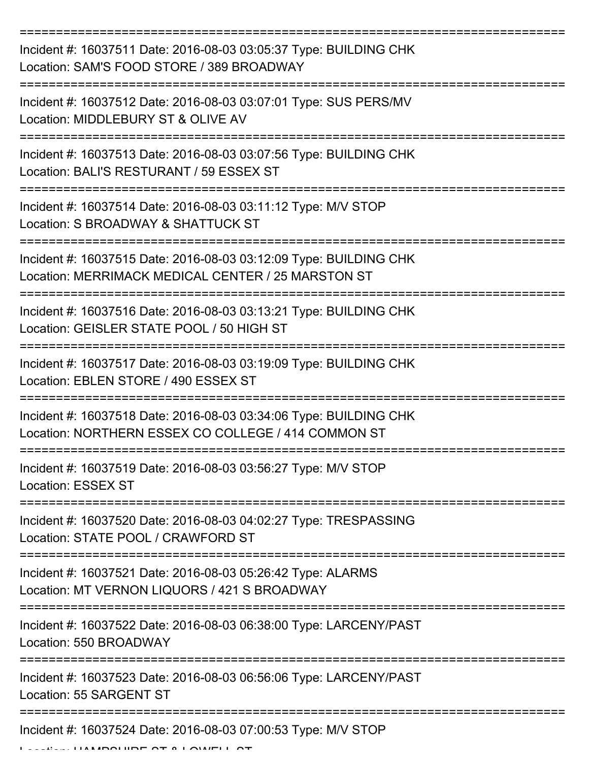Incident #: 16037511 Date: 2016-08-03 03:05:37 Type: BUILDING CHK
Location: SAM'S FOOD STORE / 389 BROADWAY

Incident #: 16037512 Date: 2016-08-03 03:07:01 Type: SUS PERS/MV
Location: MIDDLEBURY ST & OLIVE AV

Incident #: 16037513 Date: 2016-08-03 03:07:56 Type: BUILDING CHK
Location: BALI'S RESTURANT / 59 ESSEX ST

Incident #: 16037514 Date: 2016-08-03 03:11:12 Type: M/V STOP
Location: S BROADWAY & SHATTUCK ST

Incident #: 16037515 Date: 2016-08-03 03:12:09 Type: BUILDING CHK
Location: MERRIMACK MEDICAL CENTER / 25 MARSTON ST

Incident #: 16037516 Date: 2016-08-03 03:13:21 Type: BUILDING CHK
Location: GEISLER STATE POOL / 50 HIGH ST

Incident #: 16037517 Date: 2016-08-03 03:19:09 Type: BUILDING CHK
Location: EBLEN STORE / 490 ESSEX ST

Incident #: 16037518 Date: 2016-08-03 03:34:06 Type: BUILDING CHK
Location: NORTHERN ESSEX CO COLLEGE / 414 COMMON ST

Incident #: 16037519 Date: 2016-08-03 03:56:27 Type: M/V STOP
Location: ESSEX ST

Incident #: 16037520 Date: 2016-08-03 04:02:27 Type: TRESPASSING
Location: STATE POOL / CRAWFORD ST

Incident #: 16037521 Date: 2016-08-03 05:26:42 Type: ALARMS
Location: MT VERNON LIQUORS / 421 S BROADWAY

Incident #: 16037522 Date: 2016-08-03 06:38:00 Type: LARCENY/PAST
Location: 550 BROADWAY

Incident #: 16037523 Date: 2016-08-03 06:56:06 Type: LARCENY/PAST
Location: 55 SARGENT ST

Incident #: 16037524 Date: 2016-08-03 07:00:53 Type: M/V STOP
Location: HAMPSHIRE ST & LOWELL ST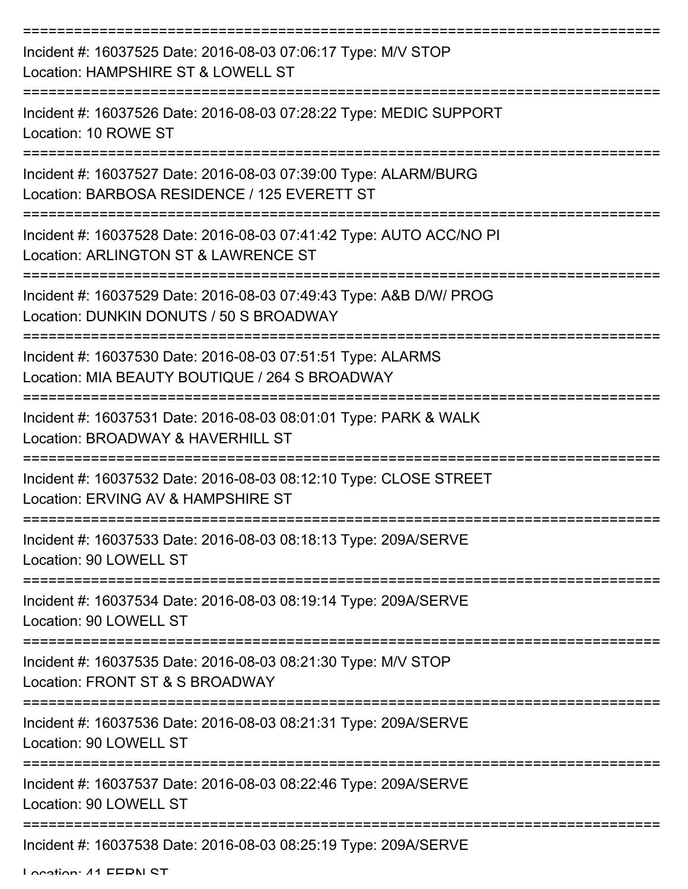Incident #: 16037525 Date: 2016-08-03 07:06:17 Type: M/V STOP
Location: HAMPSHIRE ST & LOWELL ST

Incident #: 16037526 Date: 2016-08-03 07:28:22 Type: MEDIC SUPPORT
Location: 10 ROWE ST

Incident #: 16037527 Date: 2016-08-03 07:39:00 Type: ALARM/BURG
Location: BARBOSA RESIDENCE / 125 EVERETT ST

Incident #: 16037528 Date: 2016-08-03 07:41:42 Type: AUTO ACC/NO PI
Location: ARLINGTON ST & LAWRENCE ST

Incident #: 16037529 Date: 2016-08-03 07:49:43 Type: A&B D/W/ PROG
Location: DUNKIN DONUTS / 50 S BROADWAY

Incident #: 16037530 Date: 2016-08-03 07:51:51 Type: ALARMS
Location: MIA BEAUTY BOUTIQUE / 264 S BROADWAY

Incident #: 16037531 Date: 2016-08-03 08:01:01 Type: PARK & WALK
Location: BROADWAY & HAVERHILL ST

Incident #: 16037532 Date: 2016-08-03 08:12:10 Type: CLOSE STREET
Location: ERVING AV & HAMPSHIRE ST

Incident #: 16037533 Date: 2016-08-03 08:18:13 Type: 209A/SERVE
Location: 90 LOWELL ST

Incident #: 16037534 Date: 2016-08-03 08:19:14 Type: 209A/SERVE
Location: 90 LOWELL ST

Incident #: 16037535 Date: 2016-08-03 08:21:30 Type: M/V STOP
Location: FRONT ST & S BROADWAY

Incident #: 16037536 Date: 2016-08-03 08:21:31 Type: 209A/SERVE
Location: 90 LOWELL ST

Incident #: 16037537 Date: 2016-08-03 08:22:46 Type: 209A/SERVE
Location: 90 LOWELL ST

Incident #: 16037538 Date: 2016-08-03 08:25:19 Type: 209A/SERVE
Location: 41 FERN ST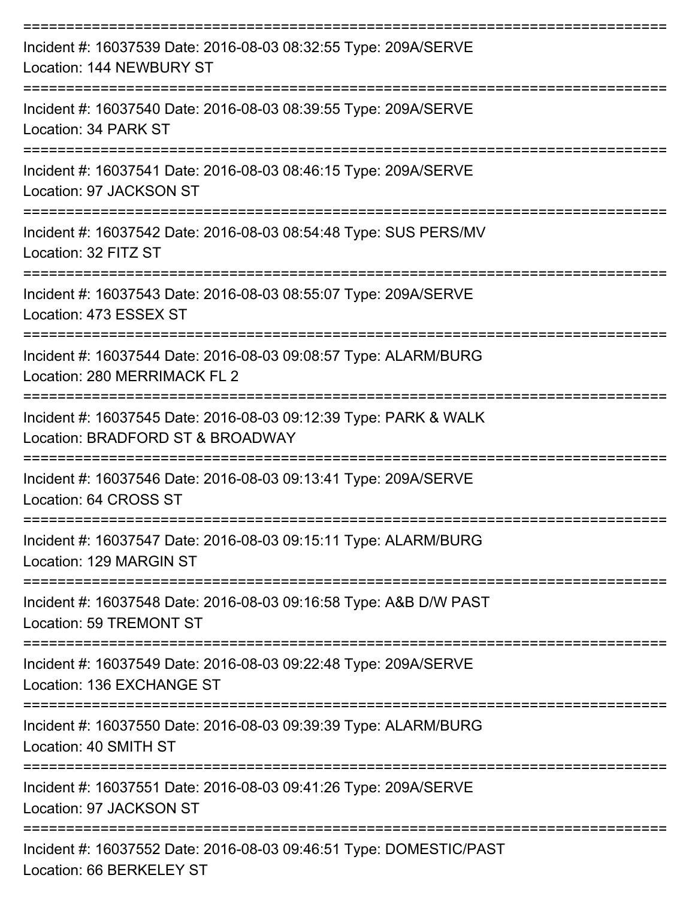==============================================================================
Incident #: 16037539 Date: 2016-08-03 08:32:55 Type: 209A/SERVE
Location: 144 NEWBURY ST
==============================================================================
Incident #: 16037540 Date: 2016-08-03 08:39:55 Type: 209A/SERVE
Location: 34 PARK ST
==============================================================================
Incident #: 16037541 Date: 2016-08-03 08:46:15 Type: 209A/SERVE
Location: 97 JACKSON ST
==============================================================================
Incident #: 16037542 Date: 2016-08-03 08:54:48 Type: SUS PERS/MV
Location: 32 FITZ ST
==============================================================================
Incident #: 16037543 Date: 2016-08-03 08:55:07 Type: 209A/SERVE
Location: 473 ESSEX ST
==============================================================================
Incident #: 16037544 Date: 2016-08-03 09:08:57 Type: ALARM/BURG
Location: 280 MERRIMACK FL 2
==============================================================================
Incident #: 16037545 Date: 2016-08-03 09:12:39 Type: PARK & WALK
Location: BRADFORD ST & BROADWAY
==============================================================================
Incident #: 16037546 Date: 2016-08-03 09:13:41 Type: 209A/SERVE
Location: 64 CROSS ST
==============================================================================
Incident #: 16037547 Date: 2016-08-03 09:15:11 Type: ALARM/BURG
Location: 129 MARGIN ST
==============================================================================
Incident #: 16037548 Date: 2016-08-03 09:16:58 Type: A&B D/W PAST
Location: 59 TREMONT ST
==============================================================================
Incident #: 16037549 Date: 2016-08-03 09:22:48 Type: 209A/SERVE
Location: 136 EXCHANGE ST
==============================================================================
Incident #: 16037550 Date: 2016-08-03 09:39:39 Type: ALARM/BURG
Location: 40 SMITH ST
==============================================================================
Incident #: 16037551 Date: 2016-08-03 09:41:26 Type: 209A/SERVE
Location: 97 JACKSON ST
==============================================================================
Incident #: 16037552 Date: 2016-08-03 09:46:51 Type: DOMESTIC/PAST
Location: 66 BERKELEY ST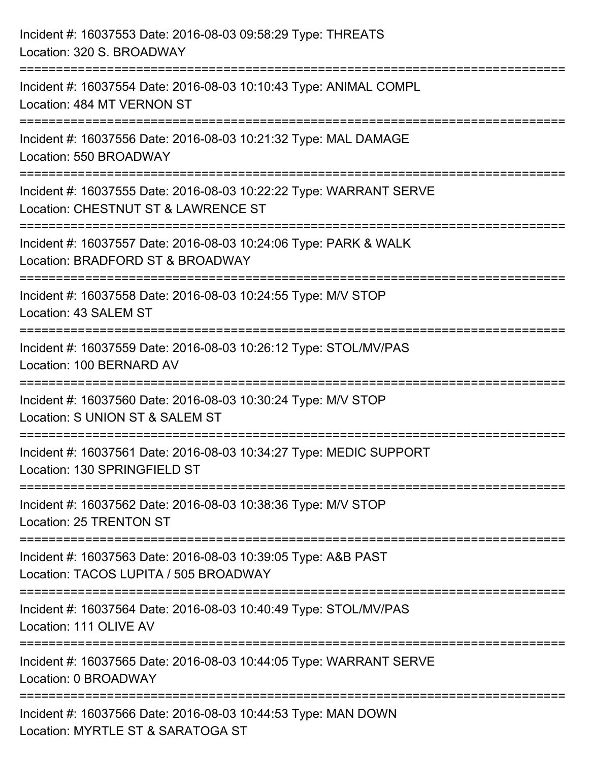Incident #: 16037553 Date: 2016-08-03 09:58:29 Type: THREATS
Location: 320 S. BROADWAY

===========================================================================

Incident #: 16037554 Date: 2016-08-03 10:10:43 Type: ANIMAL COMPL
Location: 484 MT VERNON ST

===========================================================================

Incident #: 16037556 Date: 2016-08-03 10:21:32 Type: MAL DAMAGE
Location: 550 BROADWAY

===========================================================================

Incident #: 16037555 Date: 2016-08-03 10:22:22 Type: WARRANT SERVE
Location: CHESTNUT ST & LAWRENCE ST

===========================================================================

Incident #: 16037557 Date: 2016-08-03 10:24:06 Type: PARK & WALK
Location: BRADFORD ST & BROADWAY

===========================================================================

Incident #: 16037558 Date: 2016-08-03 10:24:55 Type: M/V STOP
Location: 43 SALEM ST

===========================================================================

Incident #: 16037559 Date: 2016-08-03 10:26:12 Type: STOL/MV/PAS
Location: 100 BERNARD AV

===========================================================================

Incident #: 16037560 Date: 2016-08-03 10:30:24 Type: M/V STOP
Location: S UNION ST & SALEM ST

===========================================================================

Incident #: 16037561 Date: 2016-08-03 10:34:27 Type: MEDIC SUPPORT
Location: 130 SPRINGFIELD ST

===========================================================================

Incident #: 16037562 Date: 2016-08-03 10:38:36 Type: M/V STOP
Location: 25 TRENTON ST

===========================================================================

Incident #: 16037563 Date: 2016-08-03 10:39:05 Type: A&B PAST
Location: TACOS LUPITA / 505 BROADWAY

===========================================================================

Incident #: 16037564 Date: 2016-08-03 10:40:49 Type: STOL/MV/PAS
Location: 111 OLIVE AV

===========================================================================

Incident #: 16037565 Date: 2016-08-03 10:44:05 Type: WARRANT SERVE
Location: 0 BROADWAY

===========================================================================

Incident #: 16037566 Date: 2016-08-03 10:44:53 Type: MAN DOWN
Location: MYRTLE ST & SARATOGA ST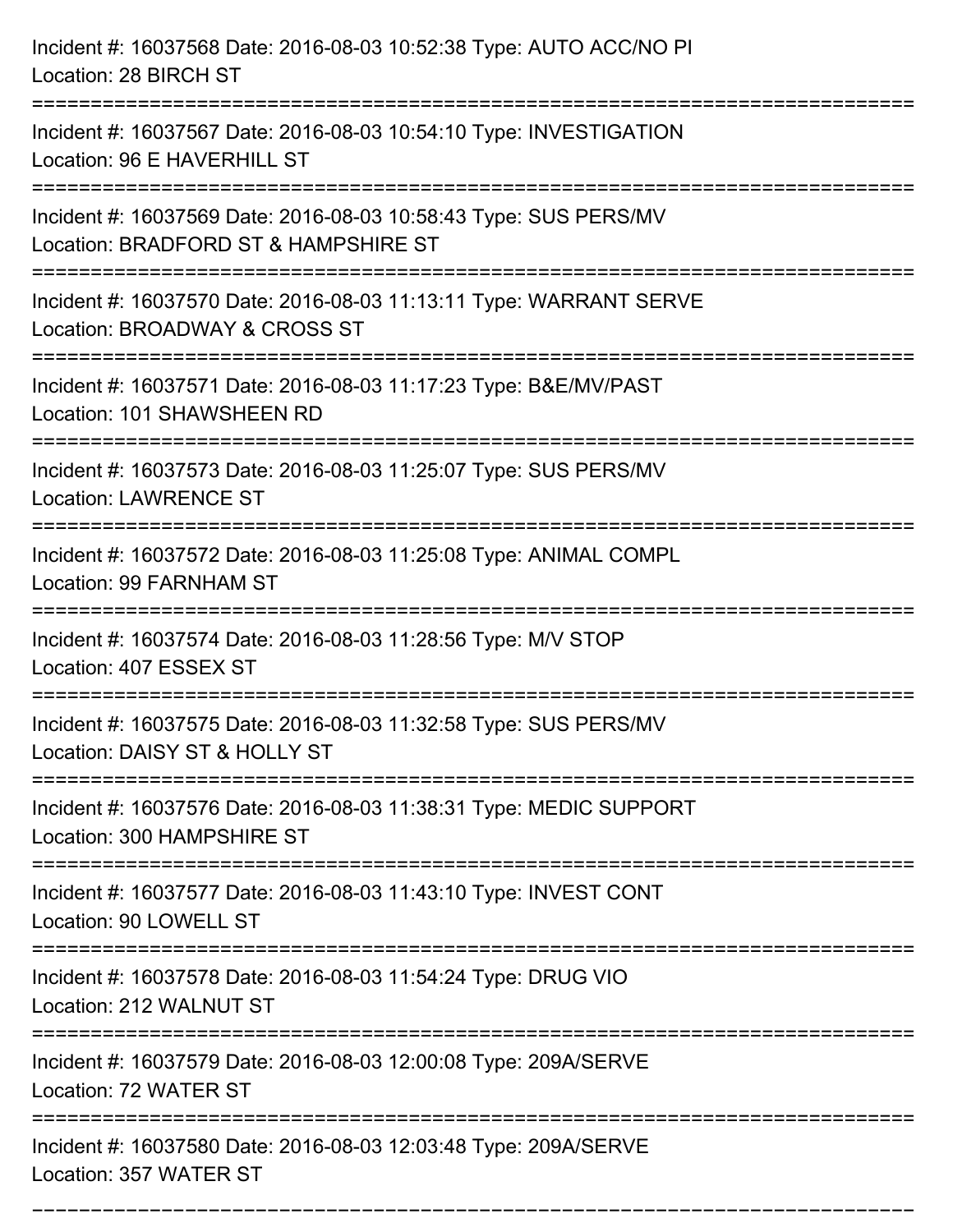Incident #: 16037568 Date: 2016-08-03 10:52:38 Type: AUTO ACC/NO PI
Location: 28 BIRCH ST

===========================================================================

Incident #: 16037567 Date: 2016-08-03 10:54:10 Type: INVESTIGATION
Location: 96 E HAVERHILL ST

===========================================================================

Incident #: 16037569 Date: 2016-08-03 10:58:43 Type: SUS PERS/MV
Location: BRADFORD ST & HAMPSHIRE ST

===========================================================================

Incident #: 16037570 Date: 2016-08-03 11:13:11 Type: WARRANT SERVE
Location: BROADWAY & CROSS ST

===========================================================================

Incident #: 16037571 Date: 2016-08-03 11:17:23 Type: B&E/MV/PAST
Location: 101 SHAWSHEEN RD

===========================================================================

Incident #: 16037573 Date: 2016-08-03 11:25:07 Type: SUS PERS/MV
Location: LAWRENCE ST

===========================================================================

Incident #: 16037572 Date: 2016-08-03 11:25:08 Type: ANIMAL COMPL
Location: 99 FARNHAM ST

===========================================================================

Incident #: 16037574 Date: 2016-08-03 11:28:56 Type: M/V STOP
Location: 407 ESSEX ST

===========================================================================

Incident #: 16037575 Date: 2016-08-03 11:32:58 Type: SUS PERS/MV
Location: DAISY ST & HOLLY ST

===========================================================================

Incident #: 16037576 Date: 2016-08-03 11:38:31 Type: MEDIC SUPPORT
Location: 300 HAMPSHIRE ST

===========================================================================

Incident #: 16037577 Date: 2016-08-03 11:43:10 Type: INVEST CONT
Location: 90 LOWELL ST

===========================================================================

Incident #: 16037578 Date: 2016-08-03 11:54:24 Type: DRUG VIO
Location: 212 WALNUT ST

===========================================================================

Incident #: 16037579 Date: 2016-08-03 12:00:08 Type: 209A/SERVE
Location: 72 WATER ST

===========================================================================

Incident #: 16037580 Date: 2016-08-03 12:03:48 Type: 209A/SERVE
Location: 357 WATER ST

===========================================================================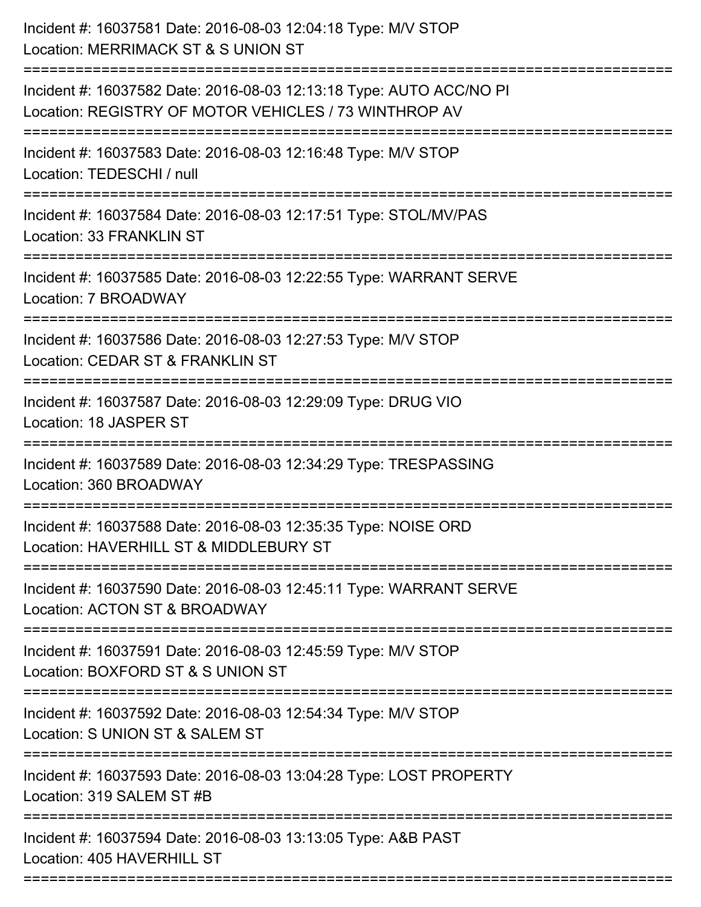Incident #: 16037581 Date: 2016-08-03 12:04:18 Type: M/V STOP
Location: MERRIMACK ST & S UNION ST

===========================================================================

Incident #: 16037582 Date: 2016-08-03 12:13:18 Type: AUTO ACC/NO PI
Location: REGISTRY OF MOTOR VEHICLES / 73 WINTHROP AV

===========================================================================

Incident #: 16037583 Date: 2016-08-03 12:16:48 Type: M/V STOP
Location: TEDESCHI / null

===========================================================================

Incident #: 16037584 Date: 2016-08-03 12:17:51 Type: STOL/MV/PAS
Location: 33 FRANKLIN ST

===========================================================================

Incident #: 16037585 Date: 2016-08-03 12:22:55 Type: WARRANT SERVE
Location: 7 BROADWAY

===========================================================================

Incident #: 16037586 Date: 2016-08-03 12:27:53 Type: M/V STOP
Location: CEDAR ST & FRANKLIN ST

===========================================================================

Incident #: 16037587 Date: 2016-08-03 12:29:09 Type: DRUG VIO
Location: 18 JASPER ST

===========================================================================

Incident #: 16037589 Date: 2016-08-03 12:34:29 Type: TRESPASSING
Location: 360 BROADWAY

===========================================================================

Incident #: 16037588 Date: 2016-08-03 12:35:35 Type: NOISE ORD
Location: HAVERHILL ST & MIDDLEBURY ST

===========================================================================

Incident #: 16037590 Date: 2016-08-03 12:45:11 Type: WARRANT SERVE
Location: ACTON ST & BROADWAY

===========================================================================

Incident #: 16037591 Date: 2016-08-03 12:45:59 Type: M/V STOP
Location: BOXFORD ST & S UNION ST

===========================================================================

Incident #: 16037592 Date: 2016-08-03 12:54:34 Type: M/V STOP
Location: S UNION ST & SALEM ST

===========================================================================

Incident #: 16037593 Date: 2016-08-03 13:04:28 Type: LOST PROPERTY
Location: 319 SALEM ST #B

===========================================================================

Incident #: 16037594 Date: 2016-08-03 13:13:05 Type: A&B PAST
Location: 405 HAVERHILL ST

===========================================================================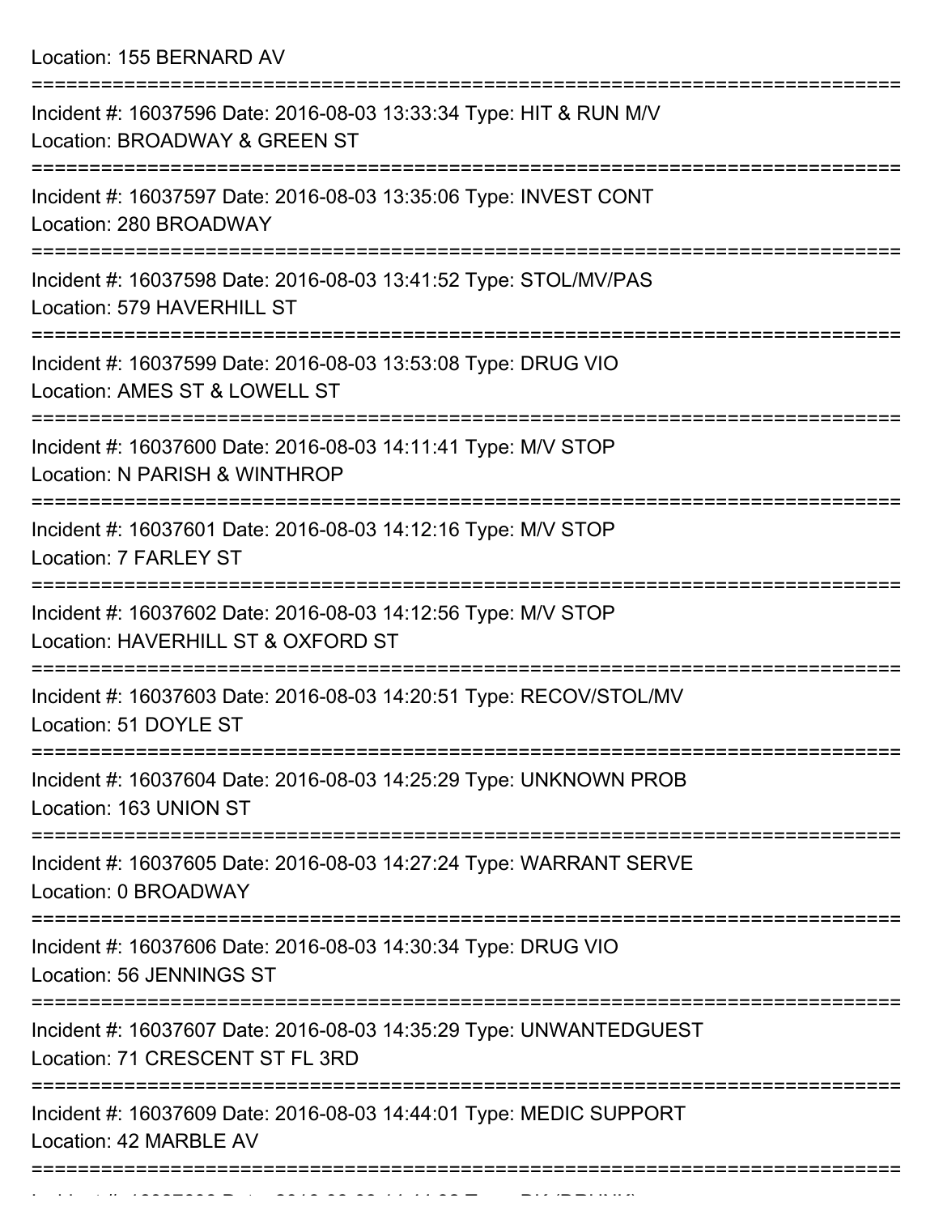Location: 155 BERNARD AV

===========================================================================

Incident #: 16037596 Date: 2016-08-03 13:33:34 Type: HIT & RUN M/V
Location: BROADWAY & GREEN ST

===========================================================================

Incident #: 16037597 Date: 2016-08-03 13:35:06 Type: INVEST CONT
Location: 280 BROADWAY

===========================================================================

Incident #: 16037598 Date: 2016-08-03 13:41:52 Type: STOL/MV/PAS
Location: 579 HAVERHILL ST

===========================================================================

Incident #: 16037599 Date: 2016-08-03 13:53:08 Type: DRUG VIO
Location: AMES ST & LOWELL ST

===========================================================================

Incident #: 16037600 Date: 2016-08-03 14:11:41 Type: M/V STOP
Location: N PARISH & WINTHROP

===========================================================================

Incident #: 16037601 Date: 2016-08-03 14:12:16 Type: M/V STOP
Location: 7 FARLEY ST

===========================================================================

Incident #: 16037602 Date: 2016-08-03 14:12:56 Type: M/V STOP
Location: HAVERHILL ST & OXFORD ST

===========================================================================

Incident #: 16037603 Date: 2016-08-03 14:20:51 Type: RECOV/STOL/MV
Location: 51 DOYLE ST

===========================================================================

Incident #: 16037604 Date: 2016-08-03 14:25:29 Type: UNKNOWN PROB
Location: 163 UNION ST

===========================================================================

Incident #: 16037605 Date: 2016-08-03 14:27:24 Type: WARRANT SERVE
Location: 0 BROADWAY

===========================================================================

Incident #: 16037606 Date: 2016-08-03 14:30:34 Type: DRUG VIO
Location: 56 JENNINGS ST

===========================================================================

Incident #: 16037607 Date: 2016-08-03 14:35:29 Type: UNWANTEDGUEST
Location: 71 CRESCENT ST FL 3RD

===========================================================================

Incident #: 16037609 Date: 2016-08-03 14:44:01 Type: MEDIC SUPPORT
Location: 42 MARBLE AV

===========================================================================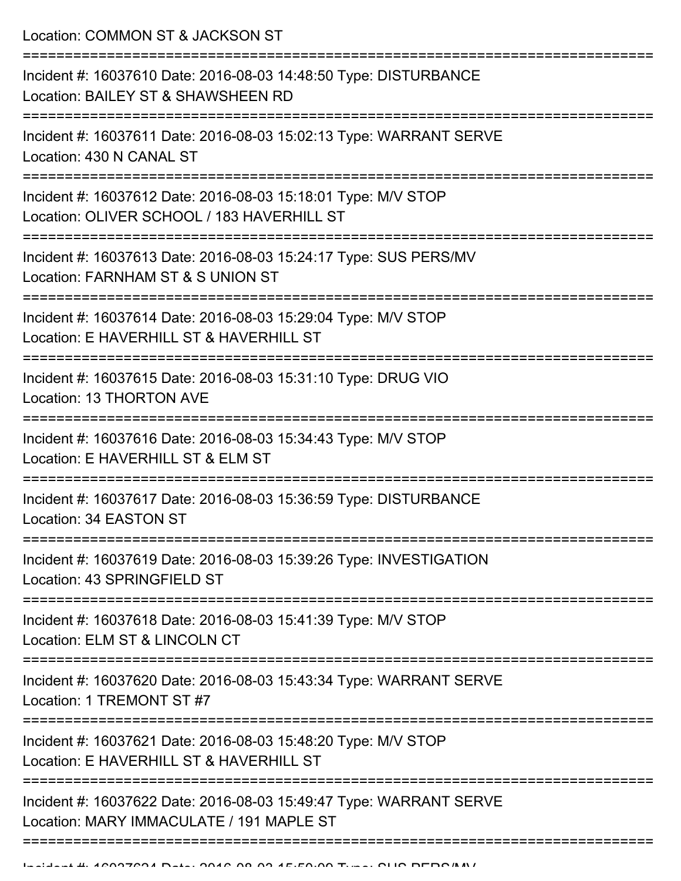Location: COMMON ST & JACKSON ST

===========================================================================

Incident #: 16037610 Date: 2016-08-03 14:48:50 Type: DISTURBANCE
Location: BAILEY ST & SHAWSHEEN RD

===========================================================================

Incident #: 16037611 Date: 2016-08-03 15:02:13 Type: WARRANT SERVE
Location: 430 N CANAL ST

===========================================================================

Incident #: 16037612 Date: 2016-08-03 15:18:01 Type: M/V STOP
Location: OLIVER SCHOOL / 183 HAVERHILL ST

===========================================================================

Incident #: 16037613 Date: 2016-08-03 15:24:17 Type: SUS PERS/MV
Location: FARNHAM ST & S UNION ST

===========================================================================

Incident #: 16037614 Date: 2016-08-03 15:29:04 Type: M/V STOP
Location: E HAVERHILL ST & HAVERHILL ST

===========================================================================

Incident #: 16037615 Date: 2016-08-03 15:31:10 Type: DRUG VIO
Location: 13 THORTON AVE

===========================================================================

Incident #: 16037616 Date: 2016-08-03 15:34:43 Type: M/V STOP
Location: E HAVERHILL ST & ELM ST

===========================================================================

Incident #: 16037617 Date: 2016-08-03 15:36:59 Type: DISTURBANCE
Location: 34 EASTON ST

===========================================================================

Incident #: 16037619 Date: 2016-08-03 15:39:26 Type: INVESTIGATION
Location: 43 SPRINGFIELD ST

===========================================================================

Incident #: 16037618 Date: 2016-08-03 15:41:39 Type: M/V STOP
Location: ELM ST & LINCOLN CT

===========================================================================

Incident #: 16037620 Date: 2016-08-03 15:43:34 Type: WARRANT SERVE
Location: 1 TREMONT ST #7

===========================================================================

Incident #: 16037621 Date: 2016-08-03 15:48:20 Type: M/V STOP
Location: E HAVERHILL ST & HAVERHILL ST

===========================================================================

Incident #: 16037622 Date: 2016-08-03 15:49:47 Type: WARRANT SERVE
Location: MARY IMMACULATE / 191 MAPLE ST

===========================================================================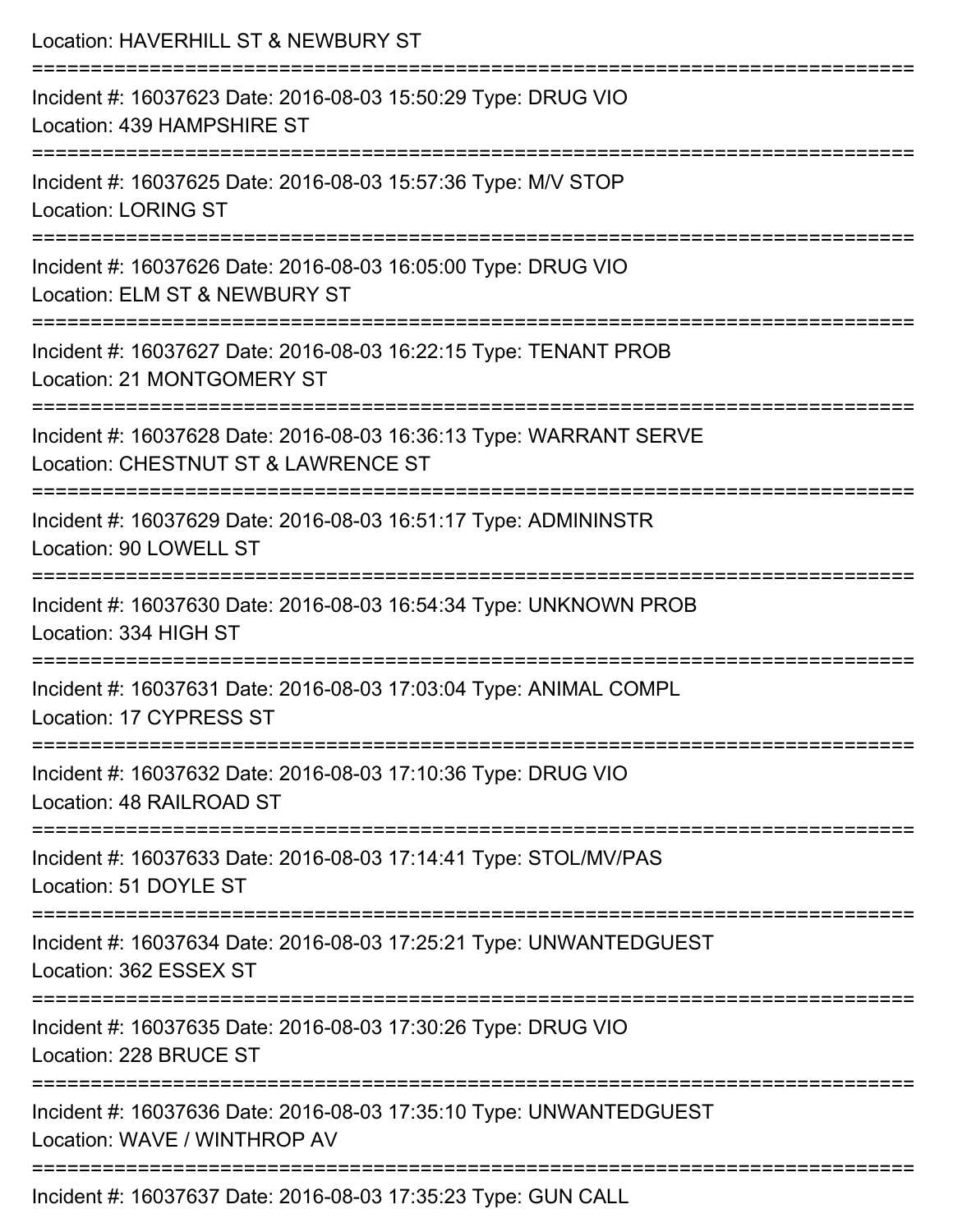Location: HAVERHILL ST & NEWBURY ST

===========================================================================

Incident #: 16037623 Date: 2016-08-03 15:50:29 Type: DRUG VIO
Location: 439 HAMPSHIRE ST

===========================================================================

Incident #: 16037625 Date: 2016-08-03 15:57:36 Type: M/V STOP
Location: LORING ST

===========================================================================

Incident #: 16037626 Date: 2016-08-03 16:05:00 Type: DRUG VIO
Location: ELM ST & NEWBURY ST

===========================================================================

Incident #: 16037627 Date: 2016-08-03 16:22:15 Type: TENANT PROB
Location: 21 MONTGOMERY ST

===========================================================================

Incident #: 16037628 Date: 2016-08-03 16:36:13 Type: WARRANT SERVE
Location: CHESTNUT ST & LAWRENCE ST

===========================================================================

Incident #: 16037629 Date: 2016-08-03 16:51:17 Type: ADMININSTR
Location: 90 LOWELL ST

===========================================================================

Incident #: 16037630 Date: 2016-08-03 16:54:34 Type: UNKNOWN PROB
Location: 334 HIGH ST

===========================================================================

Incident #: 16037631 Date: 2016-08-03 17:03:04 Type: ANIMAL COMPL
Location: 17 CYPRESS ST

===========================================================================

Incident #: 16037632 Date: 2016-08-03 17:10:36 Type: DRUG VIO
Location: 48 RAILROAD ST

===========================================================================

Incident #: 16037633 Date: 2016-08-03 17:14:41 Type: STOL/MV/PAS
Location: 51 DOYLE ST

===========================================================================

Incident #: 16037634 Date: 2016-08-03 17:25:21 Type: UNWANTEDGUEST
Location: 362 ESSEX ST

===========================================================================

Incident #: 16037635 Date: 2016-08-03 17:30:26 Type: DRUG VIO
Location: 228 BRUCE ST

===========================================================================

Incident #: 16037636 Date: 2016-08-03 17:35:10 Type: UNWANTEDGUEST
Location: WAVE / WINTHROP AV

===========================================================================

Incident #: 16037637 Date: 2016-08-03 17:35:23 Type: GUN CALL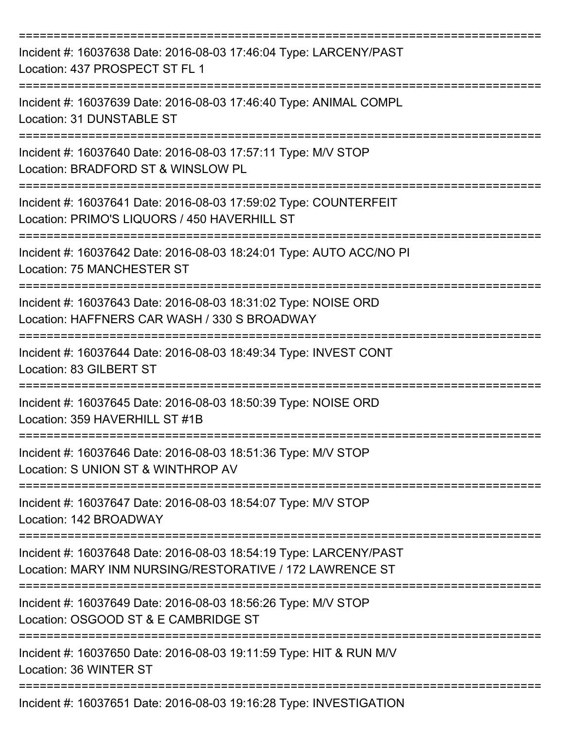===========================================================================
Incident #: 16037638 Date: 2016-08-03 17:46:04 Type: LARCENY/PAST
Location: 437 PROSPECT ST FL 1
===========================================================================
Incident #: 16037639 Date: 2016-08-03 17:46:40 Type: ANIMAL COMPL
Location: 31 DUNSTABLE ST
===========================================================================
Incident #: 16037640 Date: 2016-08-03 17:57:11 Type: M/V STOP
Location: BRADFORD ST & WINSLOW PL
===========================================================================
Incident #: 16037641 Date: 2016-08-03 17:59:02 Type: COUNTERFEIT
Location: PRIMO'S LIQUORS / 450 HAVERHILL ST
===========================================================================
Incident #: 16037642 Date: 2016-08-03 18:24:01 Type: AUTO ACC/NO PI
Location: 75 MANCHESTER ST
===========================================================================
Incident #: 16037643 Date: 2016-08-03 18:31:02 Type: NOISE ORD
Location: HAFFNERS CAR WASH / 330 S BROADWAY
===========================================================================
Incident #: 16037644 Date: 2016-08-03 18:49:34 Type: INVEST CONT
Location: 83 GILBERT ST
===========================================================================
Incident #: 16037645 Date: 2016-08-03 18:50:39 Type: NOISE ORD
Location: 359 HAVERHILL ST #1B
===========================================================================
Incident #: 16037646 Date: 2016-08-03 18:51:36 Type: M/V STOP
Location: S UNION ST & WINTHROP AV
===========================================================================
Incident #: 16037647 Date: 2016-08-03 18:54:07 Type: M/V STOP
Location: 142 BROADWAY
===========================================================================
Incident #: 16037648 Date: 2016-08-03 18:54:19 Type: LARCENY/PAST
Location: MARY INM NURSING/RESTORATIVE / 172 LAWRENCE ST
===========================================================================
Incident #: 16037649 Date: 2016-08-03 18:56:26 Type: M/V STOP
Location: OSGOOD ST & E CAMBRIDGE ST
===========================================================================
Incident #: 16037650 Date: 2016-08-03 19:11:59 Type: HIT & RUN M/V
Location: 36 WINTER ST
===========================================================================
Incident #: 16037651 Date: 2016-08-03 19:16:28 Type: INVESTIGATION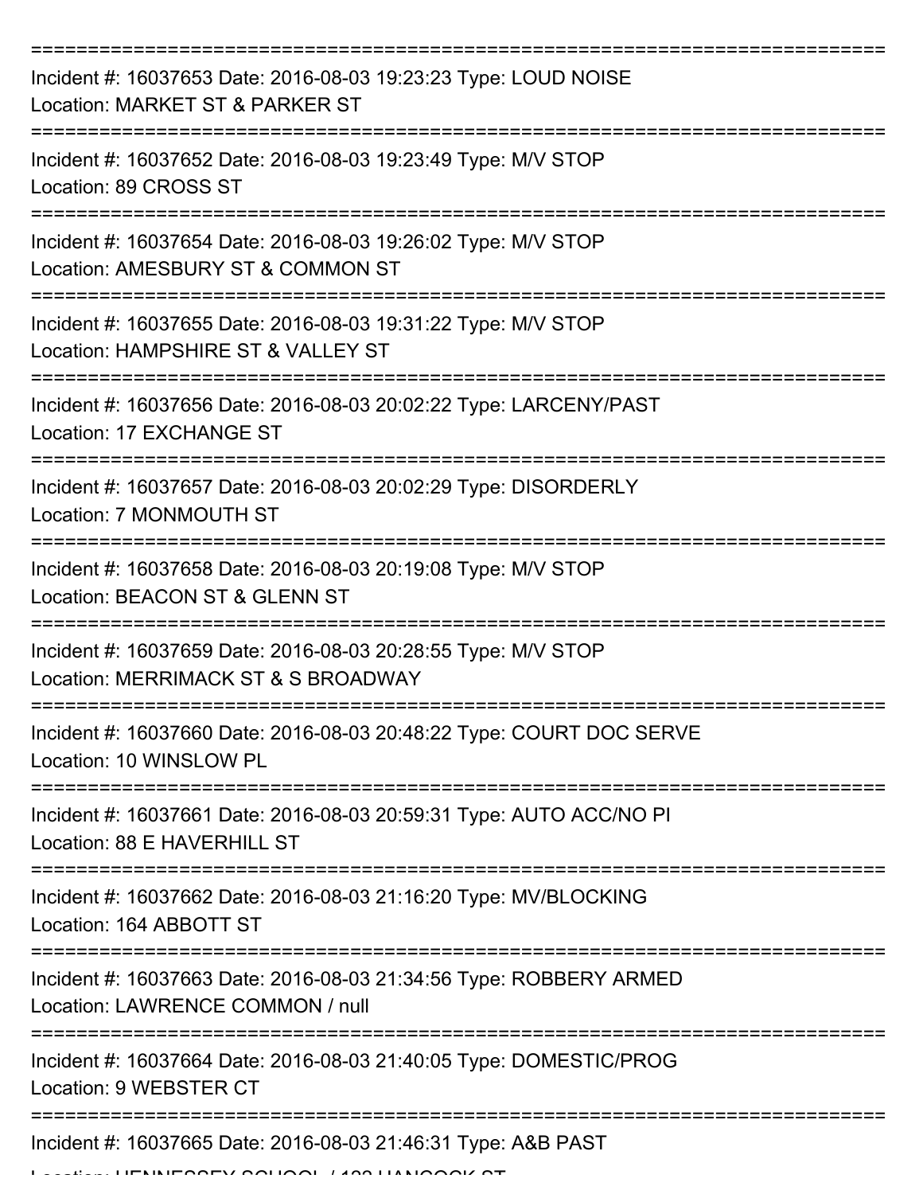===========================================================================

Incident #: 16037653 Date: 2016-08-03 19:23:23 Type: LOUD NOISE
Location: MARKET ST & PARKER ST

===========================================================================

Incident #: 16037652 Date: 2016-08-03 19:23:49 Type: M/V STOP
Location: 89 CROSS ST

===========================================================================

Incident #: 16037654 Date: 2016-08-03 19:26:02 Type: M/V STOP
Location: AMESBURY ST & COMMON ST

===========================================================================

Incident #: 16037655 Date: 2016-08-03 19:31:22 Type: M/V STOP
Location: HAMPSHIRE ST & VALLEY ST

===========================================================================

Incident #: 16037656 Date: 2016-08-03 20:02:22 Type: LARCENY/PAST
Location: 17 EXCHANGE ST

===========================================================================

Incident #: 16037657 Date: 2016-08-03 20:02:29 Type: DISORDERLY
Location: 7 MONMOUTH ST

===========================================================================

Incident #: 16037658 Date: 2016-08-03 20:19:08 Type: M/V STOP
Location: BEACON ST & GLENN ST

===========================================================================

Incident #: 16037659 Date: 2016-08-03 20:28:55 Type: M/V STOP
Location: MERRIMACK ST & S BROADWAY

===========================================================================

Incident #: 16037660 Date: 2016-08-03 20:48:22 Type: COURT DOC SERVE
Location: 10 WINSLOW PL

===========================================================================

Incident #: 16037661 Date: 2016-08-03 20:59:31 Type: AUTO ACC/NO PI
Location: 88 E HAVERHILL ST

===========================================================================

Incident #: 16037662 Date: 2016-08-03 21:16:20 Type: MV/BLOCKING
Location: 164 ABBOTT ST

===========================================================================

Incident #: 16037663 Date: 2016-08-03 21:34:56 Type: ROBBERY ARMED
Location: LAWRENCE COMMON / null

===========================================================================

Incident #: 16037664 Date: 2016-08-03 21:40:05 Type: DOMESTIC/PROG
Location: 9 WEBSTER CT

===========================================================================

Incident #: 16037665 Date: 2016-08-03 21:46:31 Type: A&B PAST
Location: HENNESSEY SCHOOL / 122 HANCOCK ST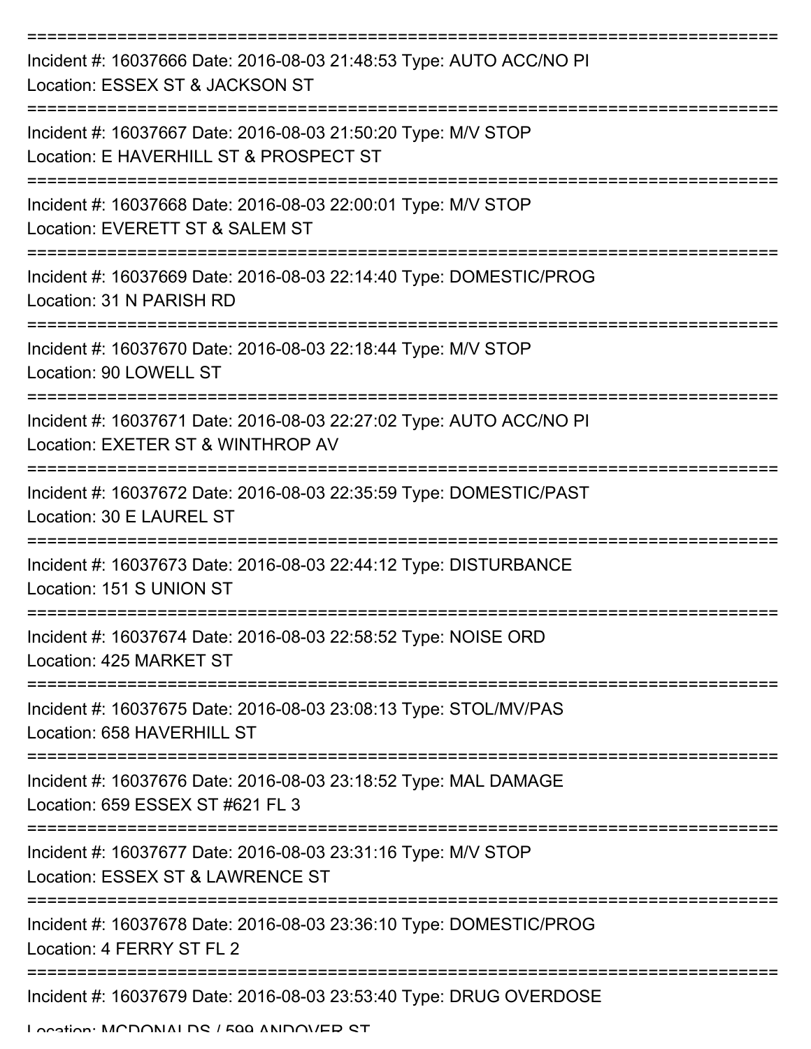===========================================================================

Incident #: 16037666 Date: 2016-08-03 21:48:53 Type: AUTO ACC/NO PI
Location: ESSEX ST & JACKSON ST

===========================================================================

Incident #: 16037667 Date: 2016-08-03 21:50:20 Type: M/V STOP
Location: E HAVERHILL ST & PROSPECT ST

===========================================================================

Incident #: 16037668 Date: 2016-08-03 22:00:01 Type: M/V STOP
Location: EVERETT ST & SALEM ST

===========================================================================

Incident #: 16037669 Date: 2016-08-03 22:14:40 Type: DOMESTIC/PROG
Location: 31 N PARISH RD

===========================================================================

Incident #: 16037670 Date: 2016-08-03 22:18:44 Type: M/V STOP
Location: 90 LOWELL ST

===========================================================================

Incident #: 16037671 Date: 2016-08-03 22:27:02 Type: AUTO ACC/NO PI
Location: EXETER ST & WINTHROP AV

===========================================================================

Incident #: 16037672 Date: 2016-08-03 22:35:59 Type: DOMESTIC/PAST
Location: 30 E LAUREL ST

===========================================================================

Incident #: 16037673 Date: 2016-08-03 22:44:12 Type: DISTURBANCE
Location: 151 S UNION ST

===========================================================================

Incident #: 16037674 Date: 2016-08-03 22:58:52 Type: NOISE ORD
Location: 425 MARKET ST

===========================================================================

Incident #: 16037675 Date: 2016-08-03 23:08:13 Type: STOL/MV/PAS
Location: 658 HAVERHILL ST

===========================================================================

Incident #: 16037676 Date: 2016-08-03 23:18:52 Type: MAL DAMAGE
Location: 659 ESSEX ST #621 FL 3

===========================================================================

Incident #: 16037677 Date: 2016-08-03 23:31:16 Type: M/V STOP
Location: ESSEX ST & LAWRENCE ST

===========================================================================

Incident #: 16037678 Date: 2016-08-03 23:36:10 Type: DOMESTIC/PROG
Location: 4 FERRY ST FL 2

===========================================================================

Incident #: 16037679 Date: 2016-08-03 23:53:40 Type: DRUG OVERDOSE
Location: MCDONALDS / 599 ANDOVER ST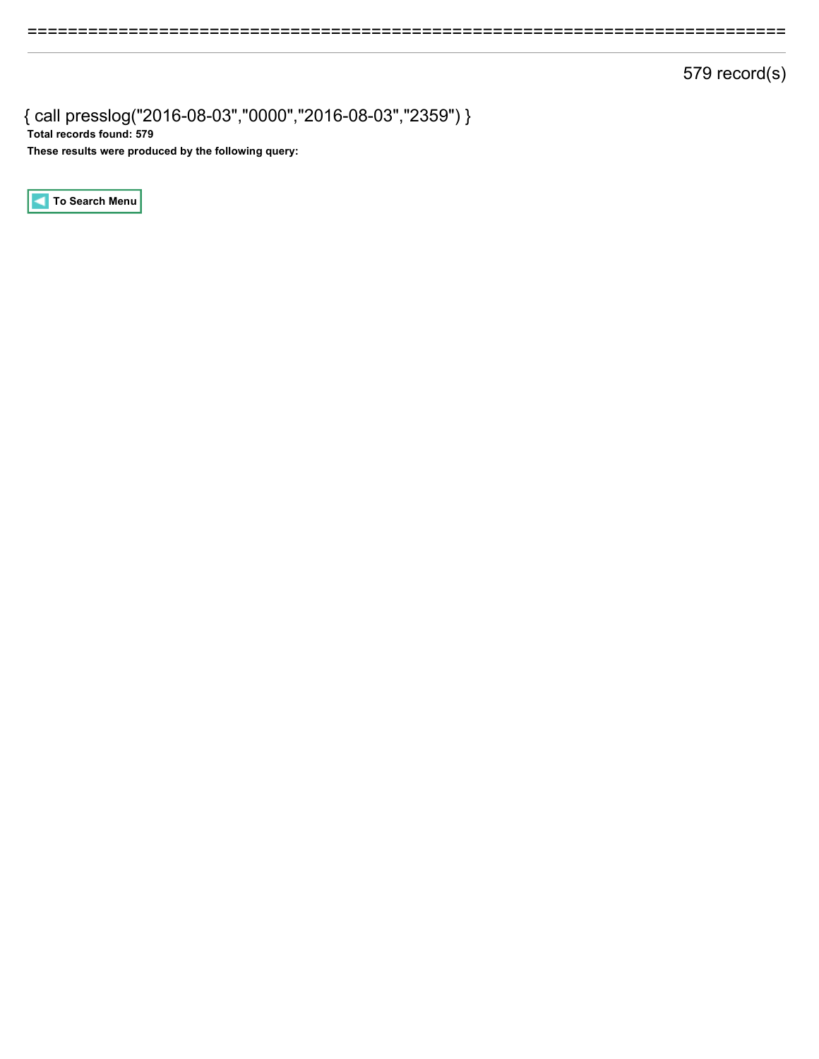===========================================================================

579 record(s)

{ call presslog("2016-08-03","0000","2016-08-03","2359") }

**Total records found: 579**

**These results were produced by the following query:**

**To Search Menu**